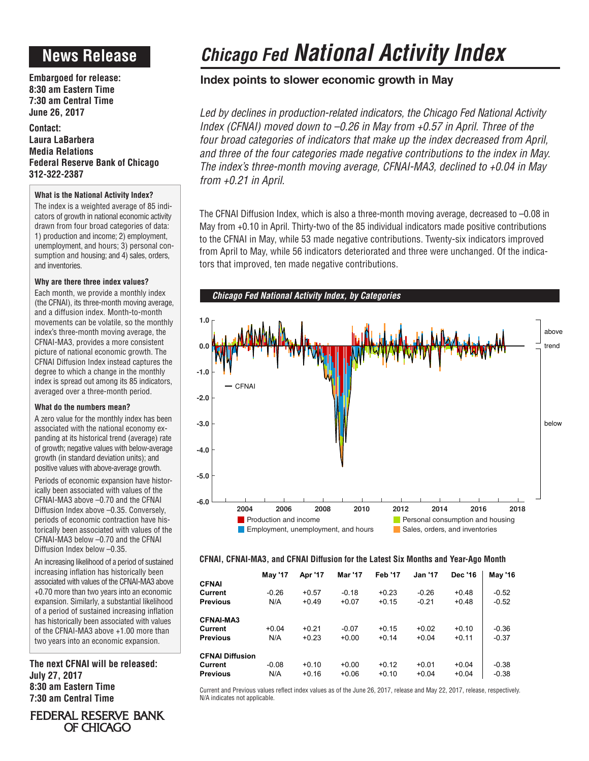# News Release

**Embargoed for release:**
**8:30 am Eastern Time**
**7:30 am Central Time**
**June 26, 2017**

**Contact:**
**Laura LaBarbera**
**Media Relations**
**Federal Reserve Bank of Chicago**
**312-322-2387**

**What is the National Activity Index?**

The index is a weighted average of 85 indicators of growth in national economic activity drawn from four broad categories of data: 1) production and income; 2) employment, unemployment, and hours; 3) personal consumption and housing; and 4) sales, orders, and inventories.

**Why are there three index values?**

Each month, we provide a monthly index (the CFNAI), its three-month moving average, and a diffusion index. Month-to-month movements can be volatile, so the monthly index's three-month moving average, the CFNAI-MA3, provides a more consistent picture of national economic growth. The CFNAI Diffusion Index instead captures the degree to which a change in the monthly index is spread out among its 85 indicators, averaged over a three-month period.

**What do the numbers mean?**

A zero value for the monthly index has been associated with the national economy expanding at its historical trend (average) rate of growth; negative values with below-average growth (in standard deviation units); and positive values with above-average growth.

Periods of economic expansion have historically been associated with values of the CFNAI-MA3 above –0.70 and the CFNAI Diffusion Index above –0.35. Conversely, periods of economic contraction have historically been associated with values of the CFNAI-MA3 below –0.70 and the CFNAI Diffusion Index below –0.35.

An increasing likelihood of a period of sustained increasing inflation has historically been associated with values of the CFNAI-MA3 above +0.70 more than two years into an economic expansion. Similarly, a substantial likelihood of a period of sustained increasing inflation has historically been associated with values of the CFNAI-MA3 above +1.00 more than two years into an economic expansion.

**The next CFNAI will be released:**
**July 27, 2017**
**8:30 am Eastern Time**
**7:30 am Central Time**

FEDERAL RESERVE BANK OF CHICAGO

# *Chicago Fed* ***National Activity Index***

## Index points to slower economic growth in May

*Led by declines in production-related indicators, the Chicago Fed National Activity Index (CFNAI) moved down to –0.26 in May from +0.57 in April. Three of the four broad categories of indicators that make up the index decreased from April, and three of the four categories made negative contributions to the index in May. The index's three-month moving average, CFNAI-MA3, declined to +0.04 in May from +0.21 in April.*

The CFNAI Diffusion Index, which is also a three-month moving average, decreased to –0.08 in May from +0.10 in April. Thirty-two of the 85 individual indicators made positive contributions to the CFNAI in May, while 53 made negative contributions. Twenty-six indicators improved from April to May, while 56 indicators deteriorated and three were unchanged. Of the indicators that improved, ten made negative contributions.

***Chicago Fed National Activity Index, by Categories***

**CFNAI, CFNAI-MA3, and CFNAI Diffusion for the Latest Six Months and Year-Ago Month**

| | May '17 | Apr '17 | Mar '17 | Feb '17 | Jan '17 | Dec '16 | May '16 |
|---|---|---|---|---|---|---|---|
| **CFNAI** | | | | | | | |
| **Current** | -0.26 | +0.57 | -0.18 | +0.23 | -0.26 | +0.48 | -0.52 |
| **Previous** | N/A | +0.49 | +0.07 | +0.15 | -0.21 | +0.48 | -0.52 |
| **CFNAI-MA3** | | | | | | | |
| **Current** | +0.04 | +0.21 | -0.07 | +0.15 | +0.02 | +0.10 | -0.36 |
| **Previous** | N/A | +0.23 | +0.00 | +0.14 | +0.04 | +0.11 | -0.37 |
| **CFNAI Diffusion** | | | | | | | |
| **Current** | -0.08 | +0.10 | +0.00 | +0.12 | +0.01 | +0.04 | -0.38 |
| **Previous** | N/A | +0.16 | +0.06 | +0.10 | +0.04 | +0.04 | -0.38 |

Current and Previous values reflect index values as of the June 26, 2017, release and May 22, 2017, release, respectively. N/A indicates not applicable.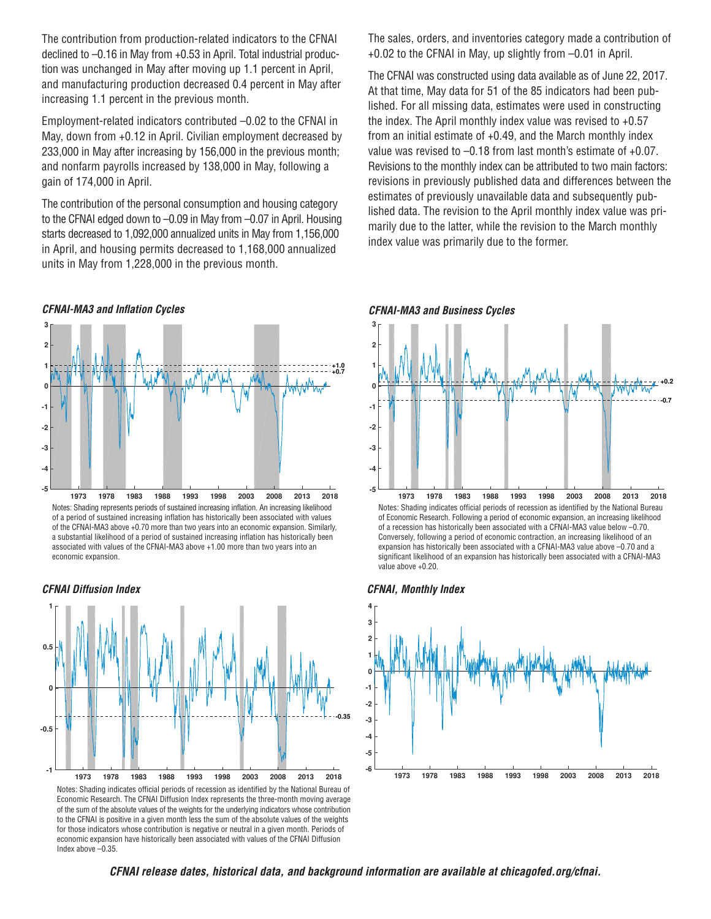The contribution from production-related indicators to the CFNAI declined to –0.16 in May from +0.53 in April. Total industrial production was unchanged in May after moving up 1.1 percent in April, and manufacturing production decreased 0.4 percent in May after increasing 1.1 percent in the previous month.

Employment-related indicators contributed –0.02 to the CFNAI in May, down from +0.12 in April. Civilian employment decreased by 233,000 in May after increasing by 156,000 in the previous month; and nonfarm payrolls increased by 138,000 in May, following a gain of 174,000 in April.

The contribution of the personal consumption and housing category to the CFNAI edged down to –0.09 in May from –0.07 in April. Housing starts decreased to 1,092,000 annualized units in May from 1,156,000 in April, and housing permits decreased to 1,168,000 annualized units in May from 1,228,000 in the previous month.

The sales, orders, and inventories category made a contribution of +0.02 to the CFNAI in May, up slightly from –0.01 in April.

The CFNAI was constructed using data available as of June 22, 2017. At that time, May data for 51 of the 85 indicators had been published. For all missing data, estimates were used in constructing the index. The April monthly index value was revised to +0.57 from an initial estimate of +0.49, and the March monthly index value was revised to –0.18 from last month's estimate of +0.07. Revisions to the monthly index can be attributed to two main factors: revisions in previously published data and differences between the estimates of previously unavailable data and subsequently published data. The revision to the April monthly index value was primarily due to the latter, while the revision to the March monthly index value was primarily due to the former.

***CFNAI-MA3 and Inflation Cycles***

3
2
1
0
-1
-2
-3
-4
-5
+1.0
+0.7
1973 1978 1983 1988 1993 1998 2003 2008 2013 2018

Notes: Shading represents periods of sustained increasing inflation. An increasing likelihood of a period of sustained increasing inflation has historically been associated with values of the CFNAI-MA3 above +0.70 more than two years into an economic expansion. Similarly, a substantial likelihood of a period of sustained increasing inflation has historically been associated with values of the CFNAI-MA3 above +1.00 more than two years into an economic expansion.

***CFNAI-MA3 and Business Cycles***

3
2
1
0
-1
-2
-3
-4
-5
+0.2
-0.7
1973 1978 1983 1988 1993 1998 2003 2008 2013 2018

Notes: Shading indicates official periods of recession as identified by the National Bureau of Economic Research. Following a period of economic expansion, an increasing likelihood of a recession has historically been associated with a CFNAI-MA3 value below –0.70. Conversely, following a period of economic contraction, an increasing likelihood of an expansion has historically been associated with a CFNAI-MA3 value above –0.70 and a significant likelihood of an expansion has historically been associated with a CFNAI-MA3 value above +0.20.

***CFNAI Diffusion Index***

1
0.5
0
-0.5
-1
-0.35
1973 1978 1983 1988 1993 1998 2003 2008 2013 2018

Notes: Shading indicates official periods of recession as identified by the National Bureau of Economic Research. The CFNAI Diffusion Index represents the three-month moving average of the sum of the absolute values of the weights for the underlying indicators whose contribution to the CFNAI is positive in a given month less the sum of the absolute values of the weights for those indicators whose contribution is negative or neutral in a given month. Periods of economic expansion have historically been associated with values of the CFNAI Diffusion Index above –0.35.

***CFNAI, Monthly Index***

4
3
2
1
0
-1
-2
-3
-4
-5
-6
1973 1978 1983 1988 1993 1998 2003 2008 2013 2018

***CFNAI release dates, historical data, and background information are available at chicagofed.org/cfnai.***